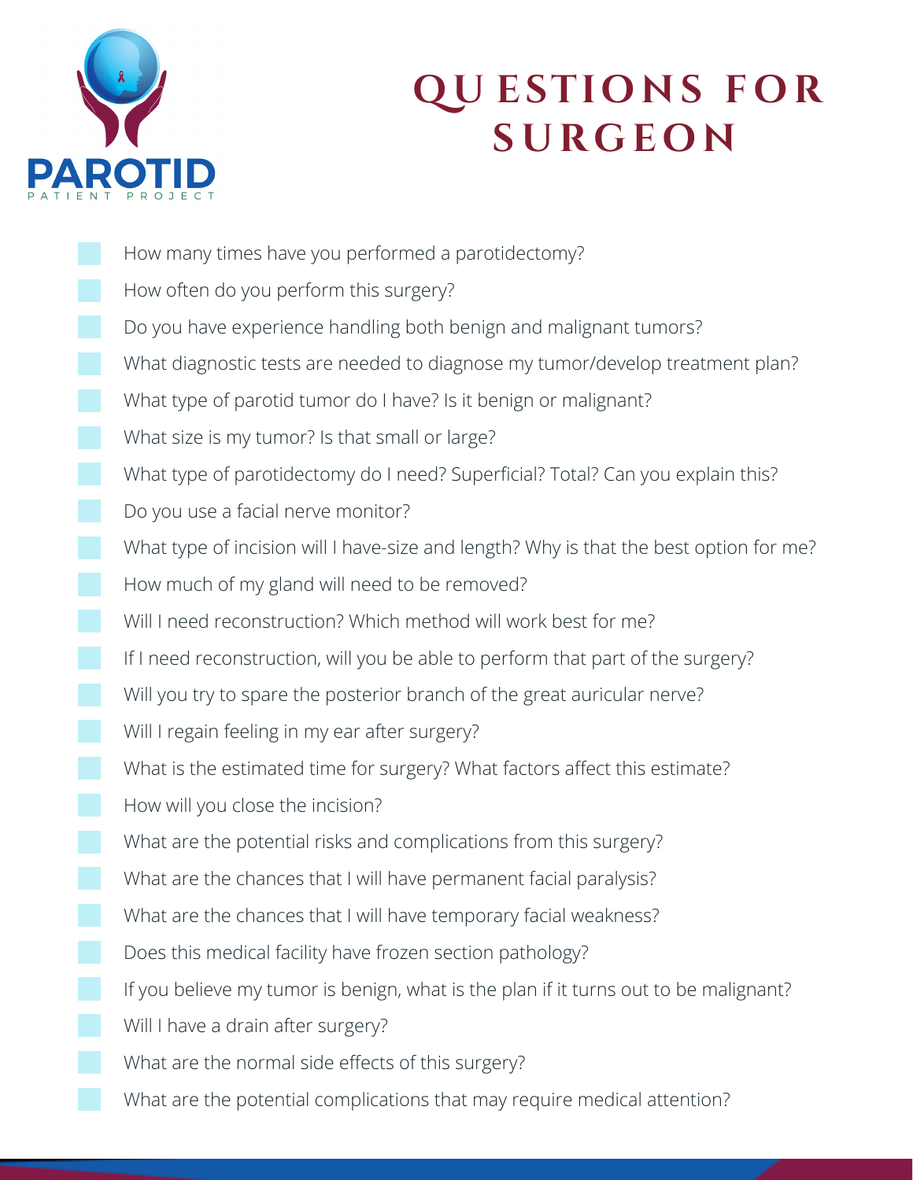PAROTID

PATIENT PROJECT

# QUESTIONS FOR SURGEON

- [ ] How many times have you performed a parotidectomy?
- [ ] How often do you perform this surgery?
- [ ] Do you have experience handling both benign and malignant tumors?
- [ ] What diagnostic tests are needed to diagnose my tumor/develop treatment plan?
- [ ] What type of parotid tumor do I have? Is it benign or malignant?
- [ ] What size is my tumor? Is that small or large?
- [ ] What type of parotidectomy do I need? Superficial? Total? Can you explain this?
- [ ] Do you use a facial nerve monitor?
- [ ] What type of incision will I have-size and length? Why is that the best option for me?
- [ ] How much of my gland will need to be removed?
- [ ] Will I need reconstruction? Which method will work best for me?
- [ ] If I need reconstruction, will you be able to perform that part of the surgery?
- [ ] Will you try to spare the posterior branch of the great auricular nerve?
- [ ] Will I regain feeling in my ear after surgery?
- [ ] What is the estimated time for surgery? What factors affect this estimate?
- [ ] How will you close the incision?
- [ ] What are the potential risks and complications from this surgery?
- [ ] What are the chances that I will have permanent facial paralysis?
- [ ] What are the chances that I will have temporary facial weakness?
- [ ] Does this medical facility have frozen section pathology?
- [ ] If you believe my tumor is benign, what is the plan if it turns out to be malignant?
- [ ] Will I have a drain after surgery?
- [ ] What are the normal side effects of this surgery?
- [ ] What are the potential complications that may require medical attention?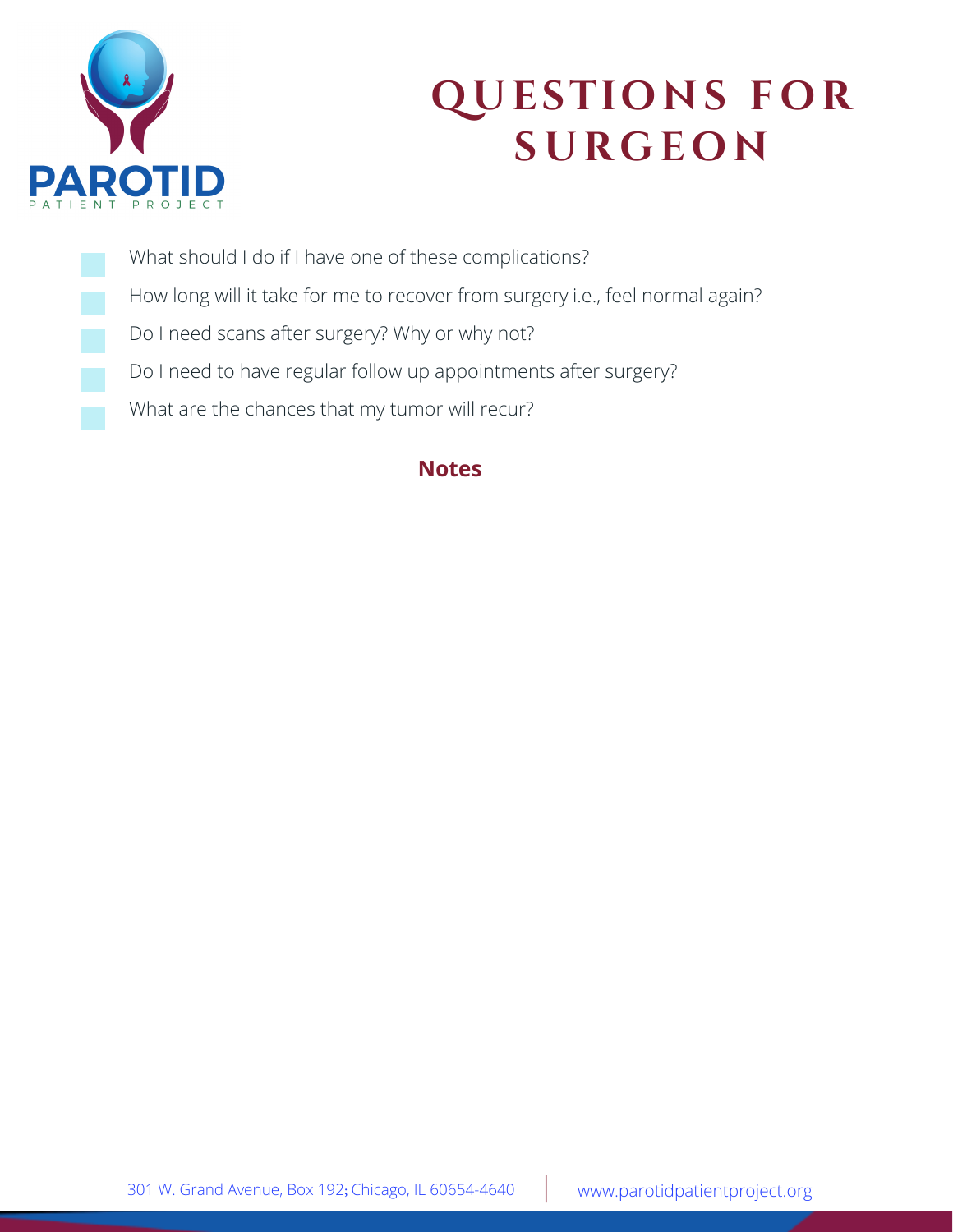# QUESTIONS FOR SURGEON

- [ ] What should I do if I have one of these complications?
- [ ] How long will it take for me to recover from surgery i.e., feel normal again?
- [ ] Do I need scans after surgery? Why or why not?
- [ ] Do I need to have regular follow up appointments after surgery?
- [ ] What are the chances that my tumor will recur?

**Notes**

301 W. Grand Avenue, Box 192; Chicago, IL 60654-4640 | www.parotidpatientproject.org